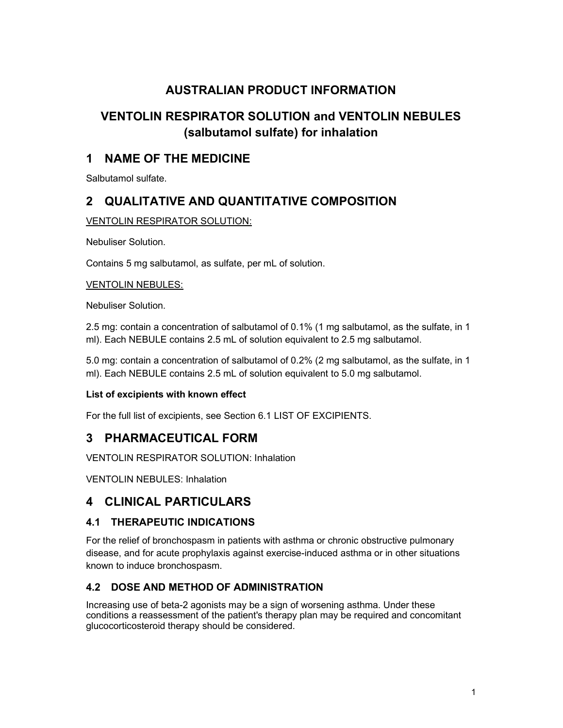# AUSTRALIAN PRODUCT INFORMATION

# VENTOLIN RESPIRATOR SOLUTION and VENTOLIN NEBULES (salbutamol sulfate) for inhalation

## 1 NAME OF THE MEDICINE

Salbutamol sulfate.

## 2 QUALITATIVE AND QUANTITATIVE COMPOSITION

VENTOLIN RESPIRATOR SOLUTION:

Nebuliser Solution.

Contains 5 mg salbutamol, as sulfate, per mL of solution.

VENTOLIN NEBULES:

Nebuliser Solution.

2.5 mg: contain a concentration of salbutamol of 0.1% (1 mg salbutamol, as the sulfate, in 1 ml). Each NEBULE contains 2.5 mL of solution equivalent to 2.5 mg salbutamol.

5.0 mg: contain a concentration of salbutamol of 0.2% (2 mg salbutamol, as the sulfate, in 1 ml). Each NEBULE contains 2.5 mL of solution equivalent to 5.0 mg salbutamol.

**List of excipients with known effect**

For the full list of excipients, see Section 6.1 LIST OF EXCIPIENTS.

## 3 PHARMACEUTICAL FORM

VENTOLIN RESPIRATOR SOLUTION: Inhalation

VENTOLIN NEBULES: Inhalation

## 4 CLINICAL PARTICULARS

### 4.1 THERAPEUTIC INDICATIONS

For the relief of bronchospasm in patients with asthma or chronic obstructive pulmonary disease, and for acute prophylaxis against exercise-induced asthma or in other situations known to induce bronchospasm.

### 4.2 DOSE AND METHOD OF ADMINISTRATION

Increasing use of beta-2 agonists may be a sign of worsening asthma. Under these conditions a reassessment of the patient's therapy plan may be required and concomitant glucocorticosteroid therapy should be considered.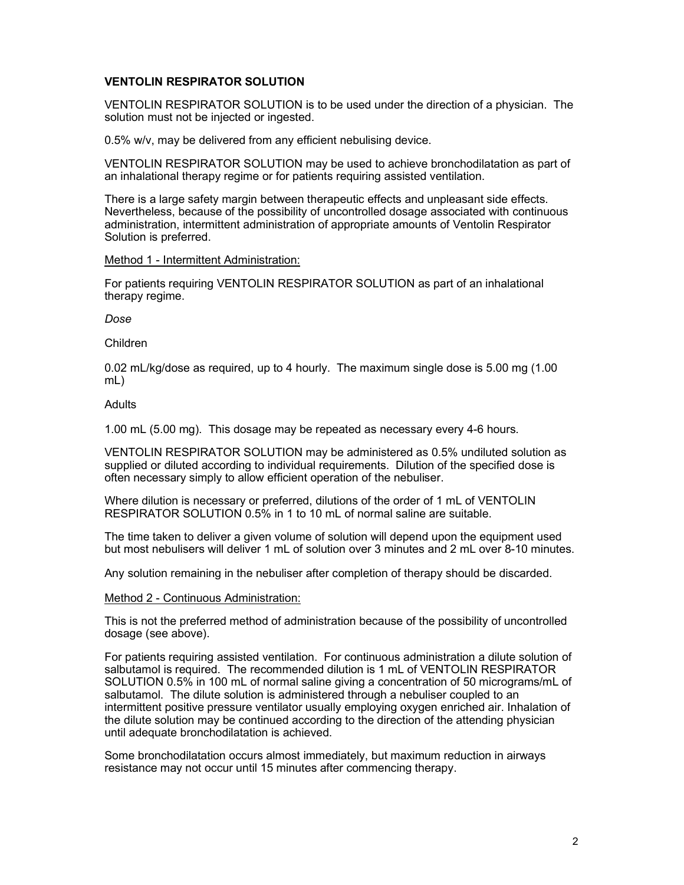**VENTOLIN RESPIRATOR SOLUTION**

VENTOLIN RESPIRATOR SOLUTION is to be used under the direction of a physician. The solution must not be injected or ingested.

0.5% w/v, may be delivered from any efficient nebulising device.

VENTOLIN RESPIRATOR SOLUTION may be used to achieve bronchodilatation as part of an inhalational therapy regime or for patients requiring assisted ventilation.

There is a large safety margin between therapeutic effects and unpleasant side effects. Nevertheless, because of the possibility of uncontrolled dosage associated with continuous administration, intermittent administration of appropriate amounts of Ventolin Respirator Solution is preferred.

Method 1 - Intermittent Administration:

For patients requiring VENTOLIN RESPIRATOR SOLUTION as part of an inhalational therapy regime.

*Dose*

Children

0.02 mL/kg/dose as required, up to 4 hourly. The maximum single dose is 5.00 mg (1.00 mL)

Adults

1.00 mL (5.00 mg). This dosage may be repeated as necessary every 4-6 hours.

VENTOLIN RESPIRATOR SOLUTION may be administered as 0.5% undiluted solution as supplied or diluted according to individual requirements. Dilution of the specified dose is often necessary simply to allow efficient operation of the nebuliser.

Where dilution is necessary or preferred, dilutions of the order of 1 mL of VENTOLIN RESPIRATOR SOLUTION 0.5% in 1 to 10 mL of normal saline are suitable.

The time taken to deliver a given volume of solution will depend upon the equipment used but most nebulisers will deliver 1 mL of solution over 3 minutes and 2 mL over 8-10 minutes.

Any solution remaining in the nebuliser after completion of therapy should be discarded.

Method 2 - Continuous Administration:

This is not the preferred method of administration because of the possibility of uncontrolled dosage (see above).

For patients requiring assisted ventilation. For continuous administration a dilute solution of salbutamol is required. The recommended dilution is 1 mL of VENTOLIN RESPIRATOR SOLUTION 0.5% in 100 mL of normal saline giving a concentration of 50 micrograms/mL of salbutamol. The dilute solution is administered through a nebuliser coupled to an intermittent positive pressure ventilator usually employing oxygen enriched air. Inhalation of the dilute solution may be continued according to the direction of the attending physician until adequate bronchodilatation is achieved.

Some bronchodilatation occurs almost immediately, but maximum reduction in airways resistance may not occur until 15 minutes after commencing therapy.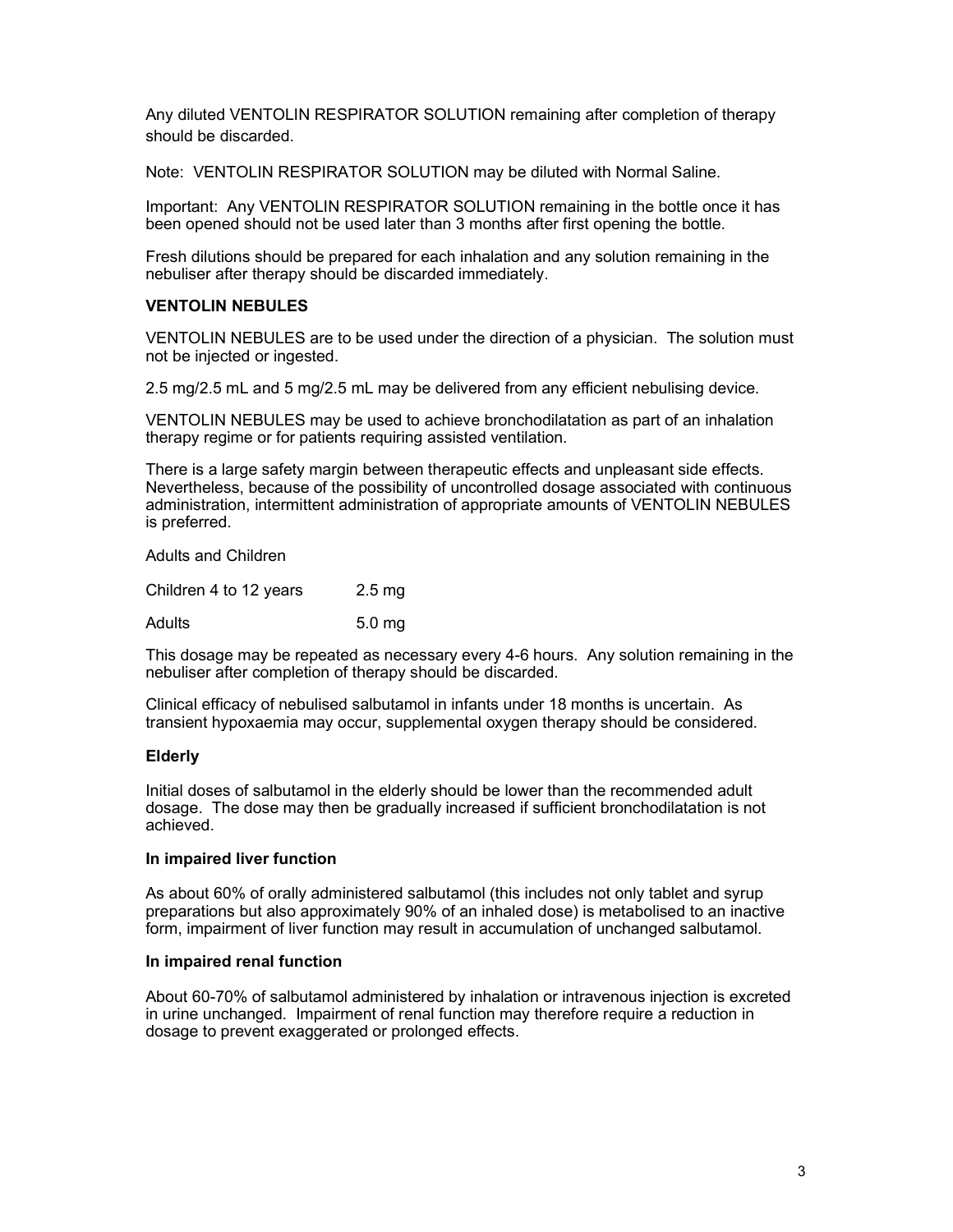Any diluted VENTOLIN RESPIRATOR SOLUTION remaining after completion of therapy should be discarded.

Note: VENTOLIN RESPIRATOR SOLUTION may be diluted with Normal Saline.

Important: Any VENTOLIN RESPIRATOR SOLUTION remaining in the bottle once it has been opened should not be used later than 3 months after first opening the bottle.

Fresh dilutions should be prepared for each inhalation and any solution remaining in the nebuliser after therapy should be discarded immediately.

**VENTOLIN NEBULES**

VENTOLIN NEBULES are to be used under the direction of a physician. The solution must not be injected or ingested.

2.5 mg/2.5 mL and 5 mg/2.5 mL may be delivered from any efficient nebulising device.

VENTOLIN NEBULES may be used to achieve bronchodilatation as part of an inhalation therapy regime or for patients requiring assisted ventilation.

There is a large safety margin between therapeutic effects and unpleasant side effects. Nevertheless, because of the possibility of uncontrolled dosage associated with continuous administration, intermittent administration of appropriate amounts of VENTOLIN NEBULES is preferred.

Adults and Children

| | |
|---|---|
| Children 4 to 12 years | 2.5 mg |
| Adults | 5.0 mg |

This dosage may be repeated as necessary every 4-6 hours. Any solution remaining in the nebuliser after completion of therapy should be discarded.

Clinical efficacy of nebulised salbutamol in infants under 18 months is uncertain. As transient hypoxaemia may occur, supplemental oxygen therapy should be considered.

**Elderly**

Initial doses of salbutamol in the elderly should be lower than the recommended adult dosage. The dose may then be gradually increased if sufficient bronchodilatation is not achieved.

**In impaired liver function**

As about 60% of orally administered salbutamol (this includes not only tablet and syrup preparations but also approximately 90% of an inhaled dose) is metabolised to an inactive form, impairment of liver function may result in accumulation of unchanged salbutamol.

**In impaired renal function**

About 60-70% of salbutamol administered by inhalation or intravenous injection is excreted in urine unchanged. Impairment of renal function may therefore require a reduction in dosage to prevent exaggerated or prolonged effects.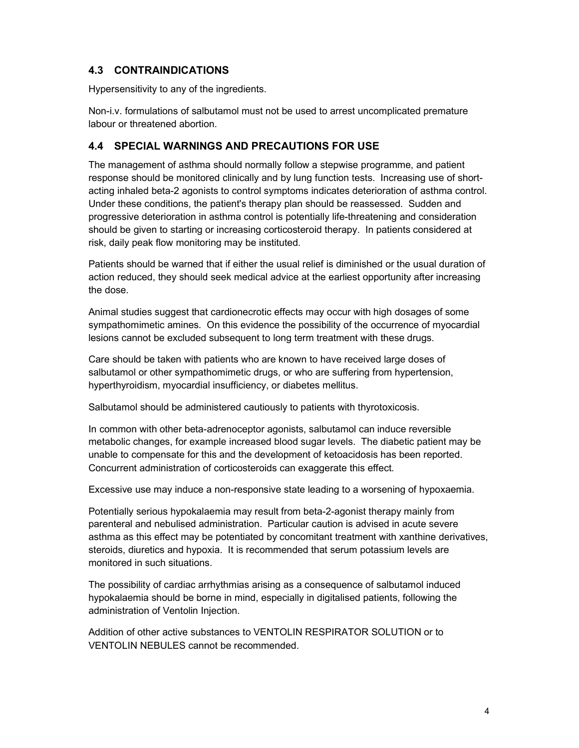## 4.3 CONTRAINDICATIONS

Hypersensitivity to any of the ingredients.

Non-i.v. formulations of salbutamol must not be used to arrest uncomplicated premature labour or threatened abortion.

## 4.4 SPECIAL WARNINGS AND PRECAUTIONS FOR USE

The management of asthma should normally follow a stepwise programme, and patient response should be monitored clinically and by lung function tests. Increasing use of short-acting inhaled beta-2 agonists to control symptoms indicates deterioration of asthma control. Under these conditions, the patient's therapy plan should be reassessed. Sudden and progressive deterioration in asthma control is potentially life-threatening and consideration should be given to starting or increasing corticosteroid therapy. In patients considered at risk, daily peak flow monitoring may be instituted.

Patients should be warned that if either the usual relief is diminished or the usual duration of action reduced, they should seek medical advice at the earliest opportunity after increasing the dose.

Animal studies suggest that cardionecrotic effects may occur with high dosages of some sympathomimetic amines. On this evidence the possibility of the occurrence of myocardial lesions cannot be excluded subsequent to long term treatment with these drugs.

Care should be taken with patients who are known to have received large doses of salbutamol or other sympathomimetic drugs, or who are suffering from hypertension, hyperthyroidism, myocardial insufficiency, or diabetes mellitus.

Salbutamol should be administered cautiously to patients with thyrotoxicosis.

In common with other beta-adrenoceptor agonists, salbutamol can induce reversible metabolic changes, for example increased blood sugar levels. The diabetic patient may be unable to compensate for this and the development of ketoacidosis has been reported. Concurrent administration of corticosteroids can exaggerate this effect.

Excessive use may induce a non-responsive state leading to a worsening of hypoxaemia.

Potentially serious hypokalaemia may result from beta-2-agonist therapy mainly from parenteral and nebulised administration. Particular caution is advised in acute severe asthma as this effect may be potentiated by concomitant treatment with xanthine derivatives, steroids, diuretics and hypoxia. It is recommended that serum potassium levels are monitored in such situations.

The possibility of cardiac arrhythmias arising as a consequence of salbutamol induced hypokalaemia should be borne in mind, especially in digitalised patients, following the administration of Ventolin Injection.

Addition of other active substances to VENTOLIN RESPIRATOR SOLUTION or to VENTOLIN NEBULES cannot be recommended.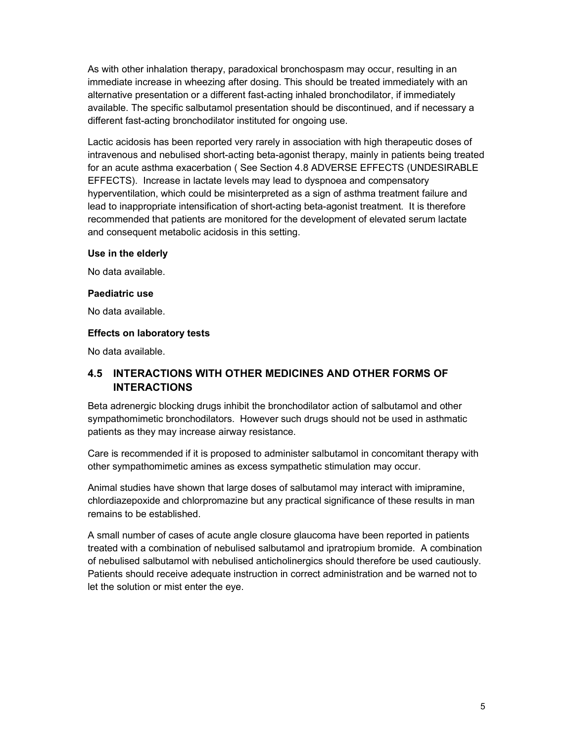As with other inhalation therapy, paradoxical bronchospasm may occur, resulting in an immediate increase in wheezing after dosing. This should be treated immediately with an alternative presentation or a different fast-acting inhaled bronchodilator, if immediately available. The specific salbutamol presentation should be discontinued, and if necessary a different fast-acting bronchodilator instituted for ongoing use.

Lactic acidosis has been reported very rarely in association with high therapeutic doses of intravenous and nebulised short-acting beta-agonist therapy, mainly in patients being treated for an acute asthma exacerbation ( See Section 4.8 ADVERSE EFFECTS (UNDESIRABLE EFFECTS). Increase in lactate levels may lead to dyspnoea and compensatory hyperventilation, which could be misinterpreted as a sign of asthma treatment failure and lead to inappropriate intensification of short-acting beta-agonist treatment. It is therefore recommended that patients are monitored for the development of elevated serum lactate and consequent metabolic acidosis in this setting.

**Use in the elderly**

No data available.

**Paediatric use**

No data available.

**Effects on laboratory tests**

No data available.

## 4.5 INTERACTIONS WITH OTHER MEDICINES AND OTHER FORMS OF INTERACTIONS

Beta adrenergic blocking drugs inhibit the bronchodilator action of salbutamol and other sympathomimetic bronchodilators. However such drugs should not be used in asthmatic patients as they may increase airway resistance.

Care is recommended if it is proposed to administer salbutamol in concomitant therapy with other sympathomimetic amines as excess sympathetic stimulation may occur.

Animal studies have shown that large doses of salbutamol may interact with imipramine, chlordiazepoxide and chlorpromazine but any practical significance of these results in man remains to be established.

A small number of cases of acute angle closure glaucoma have been reported in patients treated with a combination of nebulised salbutamol and ipratropium bromide. A combination of nebulised salbutamol with nebulised anticholinergics should therefore be used cautiously. Patients should receive adequate instruction in correct administration and be warned not to let the solution or mist enter the eye.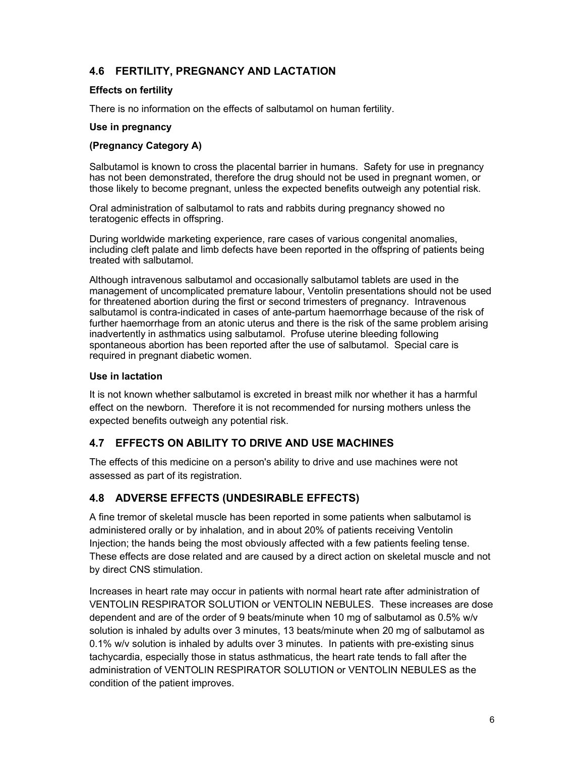## 4.6 FERTILITY, PREGNANCY AND LACTATION

**Effects on fertility**

There is no information on the effects of salbutamol on human fertility.

**Use in pregnancy**

**(Pregnancy Category A)**

Salbutamol is known to cross the placental barrier in humans. Safety for use in pregnancy has not been demonstrated, therefore the drug should not be used in pregnant women, or those likely to become pregnant, unless the expected benefits outweigh any potential risk.

Oral administration of salbutamol to rats and rabbits during pregnancy showed no teratogenic effects in offspring.

During worldwide marketing experience, rare cases of various congenital anomalies, including cleft palate and limb defects have been reported in the offspring of patients being treated with salbutamol.

Although intravenous salbutamol and occasionally salbutamol tablets are used in the management of uncomplicated premature labour, Ventolin presentations should not be used for threatened abortion during the first or second trimesters of pregnancy. Intravenous salbutamol is contra-indicated in cases of ante-partum haemorrhage because of the risk of further haemorrhage from an atonic uterus and there is the risk of the same problem arising inadvertently in asthmatics using salbutamol. Profuse uterine bleeding following spontaneous abortion has been reported after the use of salbutamol. Special care is required in pregnant diabetic women.

**Use in lactation**

It is not known whether salbutamol is excreted in breast milk nor whether it has a harmful effect on the newborn. Therefore it is not recommended for nursing mothers unless the expected benefits outweigh any potential risk.

## 4.7 EFFECTS ON ABILITY TO DRIVE AND USE MACHINES

The effects of this medicine on a person's ability to drive and use machines were not assessed as part of its registration.

## 4.8 ADVERSE EFFECTS (UNDESIRABLE EFFECTS)

A fine tremor of skeletal muscle has been reported in some patients when salbutamol is administered orally or by inhalation, and in about 20% of patients receiving Ventolin Injection; the hands being the most obviously affected with a few patients feeling tense. These effects are dose related and are caused by a direct action on skeletal muscle and not by direct CNS stimulation.

Increases in heart rate may occur in patients with normal heart rate after administration of VENTOLIN RESPIRATOR SOLUTION or VENTOLIN NEBULES. These increases are dose dependent and are of the order of 9 beats/minute when 10 mg of salbutamol as 0.5% w/v solution is inhaled by adults over 3 minutes, 13 beats/minute when 20 mg of salbutamol as 0.1% w/v solution is inhaled by adults over 3 minutes. In patients with pre-existing sinus tachycardia, especially those in status asthmaticus, the heart rate tends to fall after the administration of VENTOLIN RESPIRATOR SOLUTION or VENTOLIN NEBULES as the condition of the patient improves.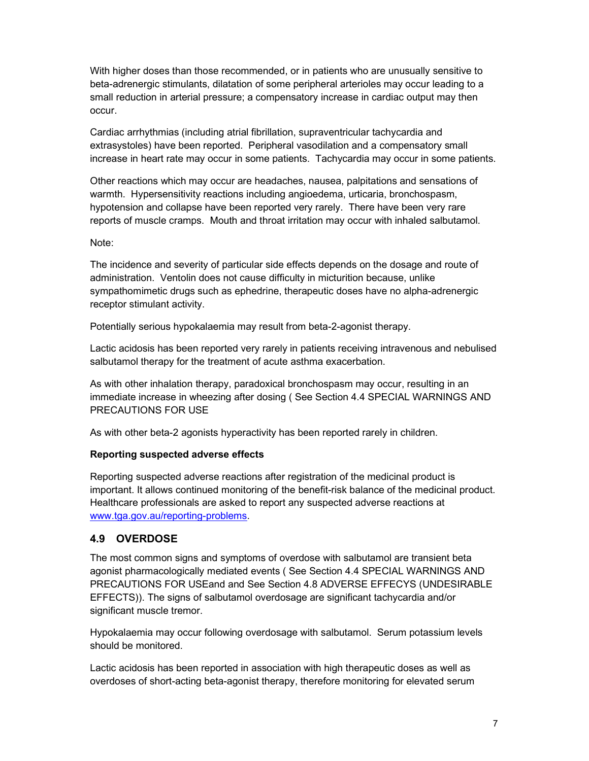With higher doses than those recommended, or in patients who are unusually sensitive to beta-adrenergic stimulants, dilatation of some peripheral arterioles may occur leading to a small reduction in arterial pressure; a compensatory increase in cardiac output may then occur.

Cardiac arrhythmias (including atrial fibrillation, supraventricular tachycardia and extrasystoles) have been reported. Peripheral vasodilation and a compensatory small increase in heart rate may occur in some patients. Tachycardia may occur in some patients.

Other reactions which may occur are headaches, nausea, palpitations and sensations of warmth. Hypersensitivity reactions including angioedema, urticaria, bronchospasm, hypotension and collapse have been reported very rarely. There have been very rare reports of muscle cramps. Mouth and throat irritation may occur with inhaled salbutamol.

Note:

The incidence and severity of particular side effects depends on the dosage and route of administration. Ventolin does not cause difficulty in micturition because, unlike sympathomimetic drugs such as ephedrine, therapeutic doses have no alpha-adrenergic receptor stimulant activity.

Potentially serious hypokalaemia may result from beta-2-agonist therapy.

Lactic acidosis has been reported very rarely in patients receiving intravenous and nebulised salbutamol therapy for the treatment of acute asthma exacerbation.

As with other inhalation therapy, paradoxical bronchospasm may occur, resulting in an immediate increase in wheezing after dosing ( See Section 4.4 SPECIAL WARNINGS AND PRECAUTIONS FOR USE

As with other beta-2 agonists hyperactivity has been reported rarely in children.

**Reporting suspected adverse effects**

Reporting suspected adverse reactions after registration of the medicinal product is important. It allows continued monitoring of the benefit-risk balance of the medicinal product. Healthcare professionals are asked to report any suspected adverse reactions at www.tga.gov.au/reporting-problems.

## 4.9 OVERDOSE

The most common signs and symptoms of overdose with salbutamol are transient beta agonist pharmacologically mediated events ( See Section 4.4 SPECIAL WARNINGS AND PRECAUTIONS FOR USEand and See Section 4.8 ADVERSE EFFECYS (UNDESIRABLE EFFECTS)). The signs of salbutamol overdosage are significant tachycardia and/or significant muscle tremor.

Hypokalaemia may occur following overdosage with salbutamol. Serum potassium levels should be monitored.

Lactic acidosis has been reported in association with high therapeutic doses as well as overdoses of short-acting beta-agonist therapy, therefore monitoring for elevated serum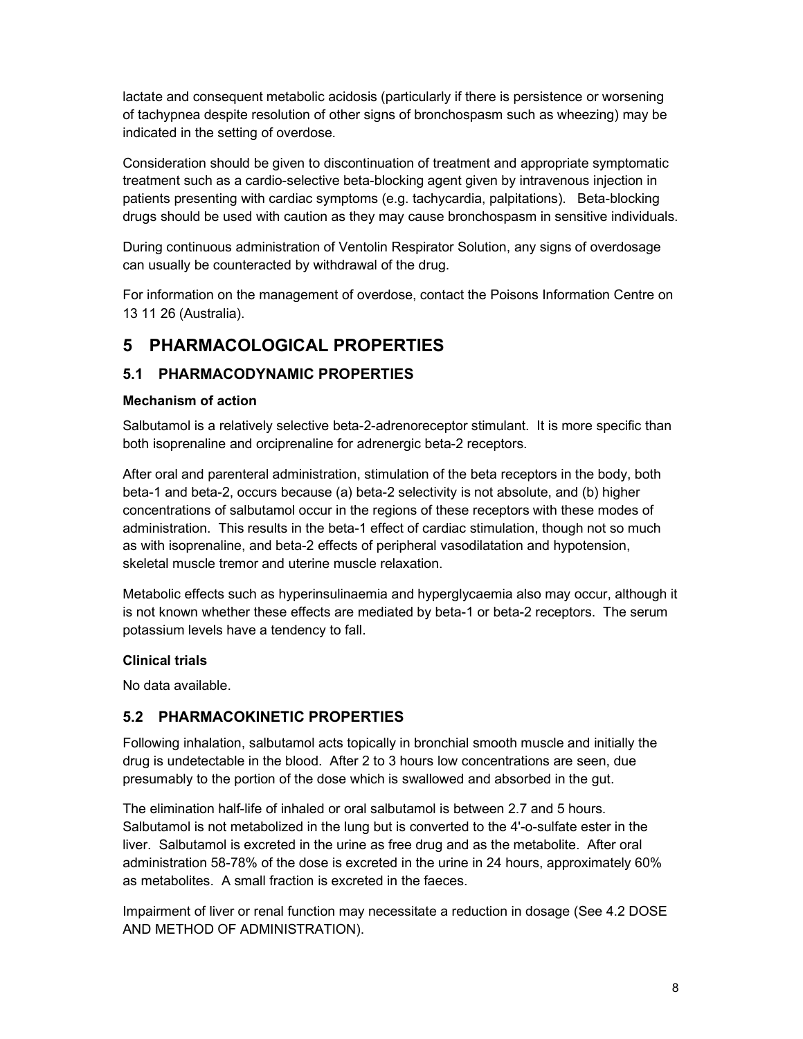lactate and consequent metabolic acidosis (particularly if there is persistence or worsening of tachypnea despite resolution of other signs of bronchospasm such as wheezing) may be indicated in the setting of overdose.

Consideration should be given to discontinuation of treatment and appropriate symptomatic treatment such as a cardio-selective beta-blocking agent given by intravenous injection in patients presenting with cardiac symptoms (e.g. tachycardia, palpitations). Beta-blocking drugs should be used with caution as they may cause bronchospasm in sensitive individuals.

During continuous administration of Ventolin Respirator Solution, any signs of overdosage can usually be counteracted by withdrawal of the drug.

For information on the management of overdose, contact the Poisons Information Centre on 13 11 26 (Australia).

# 5 PHARMACOLOGICAL PROPERTIES

## 5.1 PHARMACODYNAMIC PROPERTIES

### Mechanism of action

Salbutamol is a relatively selective beta-2-adrenoreceptor stimulant. It is more specific than both isoprenaline and orciprenaline for adrenergic beta-2 receptors.

After oral and parenteral administration, stimulation of the beta receptors in the body, both beta-1 and beta-2, occurs because (a) beta-2 selectivity is not absolute, and (b) higher concentrations of salbutamol occur in the regions of these receptors with these modes of administration. This results in the beta-1 effect of cardiac stimulation, though not so much as with isoprenaline, and beta-2 effects of peripheral vasodilatation and hypotension, skeletal muscle tremor and uterine muscle relaxation.

Metabolic effects such as hyperinsulinaemia and hyperglycaemia also may occur, although it is not known whether these effects are mediated by beta-1 or beta-2 receptors. The serum potassium levels have a tendency to fall.

### Clinical trials

No data available.

## 5.2 PHARMACOKINETIC PROPERTIES

Following inhalation, salbutamol acts topically in bronchial smooth muscle and initially the drug is undetectable in the blood. After 2 to 3 hours low concentrations are seen, due presumably to the portion of the dose which is swallowed and absorbed in the gut.

The elimination half-life of inhaled or oral salbutamol is between 2.7 and 5 hours. Salbutamol is not metabolized in the lung but is converted to the 4'-o-sulfate ester in the liver. Salbutamol is excreted in the urine as free drug and as the metabolite. After oral administration 58-78% of the dose is excreted in the urine in 24 hours, approximately 60% as metabolites. A small fraction is excreted in the faeces.

Impairment of liver or renal function may necessitate a reduction in dosage (See 4.2 DOSE AND METHOD OF ADMINISTRATION).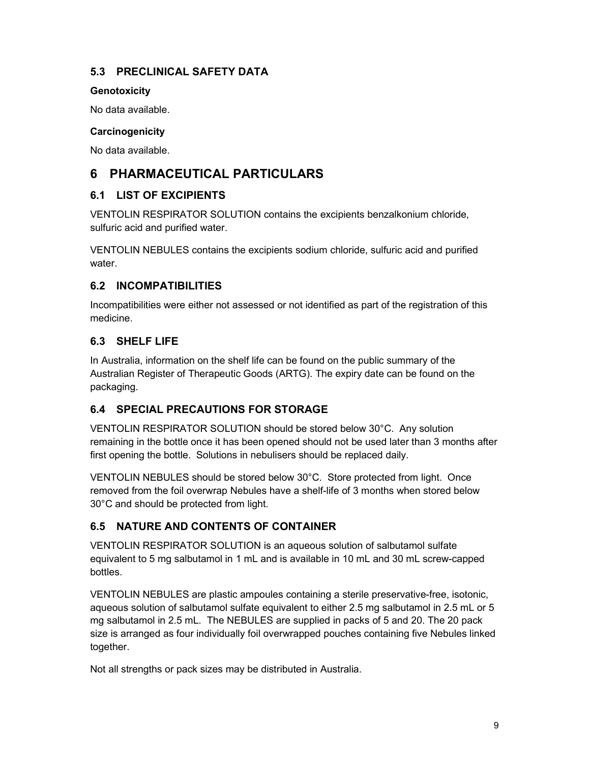### 5.3 PRECLINICAL SAFETY DATA

**Genotoxicity**

No data available.

**Carcinogenicity**

No data available.

## 6 PHARMACEUTICAL PARTICULARS

### 6.1 LIST OF EXCIPIENTS

VENTOLIN RESPIRATOR SOLUTION contains the excipients benzalkonium chloride, sulfuric acid and purified water.

VENTOLIN NEBULES contains the excipients sodium chloride, sulfuric acid and purified water.

### 6.2 INCOMPATIBILITIES

Incompatibilities were either not assessed or not identified as part of the registration of this medicine.

### 6.3 SHELF LIFE

In Australia, information on the shelf life can be found on the public summary of the Australian Register of Therapeutic Goods (ARTG). The expiry date can be found on the packaging.

### 6.4 SPECIAL PRECAUTIONS FOR STORAGE

VENTOLIN RESPIRATOR SOLUTION should be stored below 30°C. Any solution remaining in the bottle once it has been opened should not be used later than 3 months after first opening the bottle. Solutions in nebulisers should be replaced daily.

VENTOLIN NEBULES should be stored below 30°C. Store protected from light. Once removed from the foil overwrap Nebules have a shelf-life of 3 months when stored below 30°C and should be protected from light.

### 6.5 NATURE AND CONTENTS OF CONTAINER

VENTOLIN RESPIRATOR SOLUTION is an aqueous solution of salbutamol sulfate equivalent to 5 mg salbutamol in 1 mL and is available in 10 mL and 30 mL screw-capped bottles.

VENTOLIN NEBULES are plastic ampoules containing a sterile preservative-free, isotonic, aqueous solution of salbutamol sulfate equivalent to either 2.5 mg salbutamol in 2.5 mL or 5 mg salbutamol in 2.5 mL. The NEBULES are supplied in packs of 5 and 20. The 20 pack size is arranged as four individually foil overwrapped pouches containing five Nebules linked together.

Not all strengths or pack sizes may be distributed in Australia.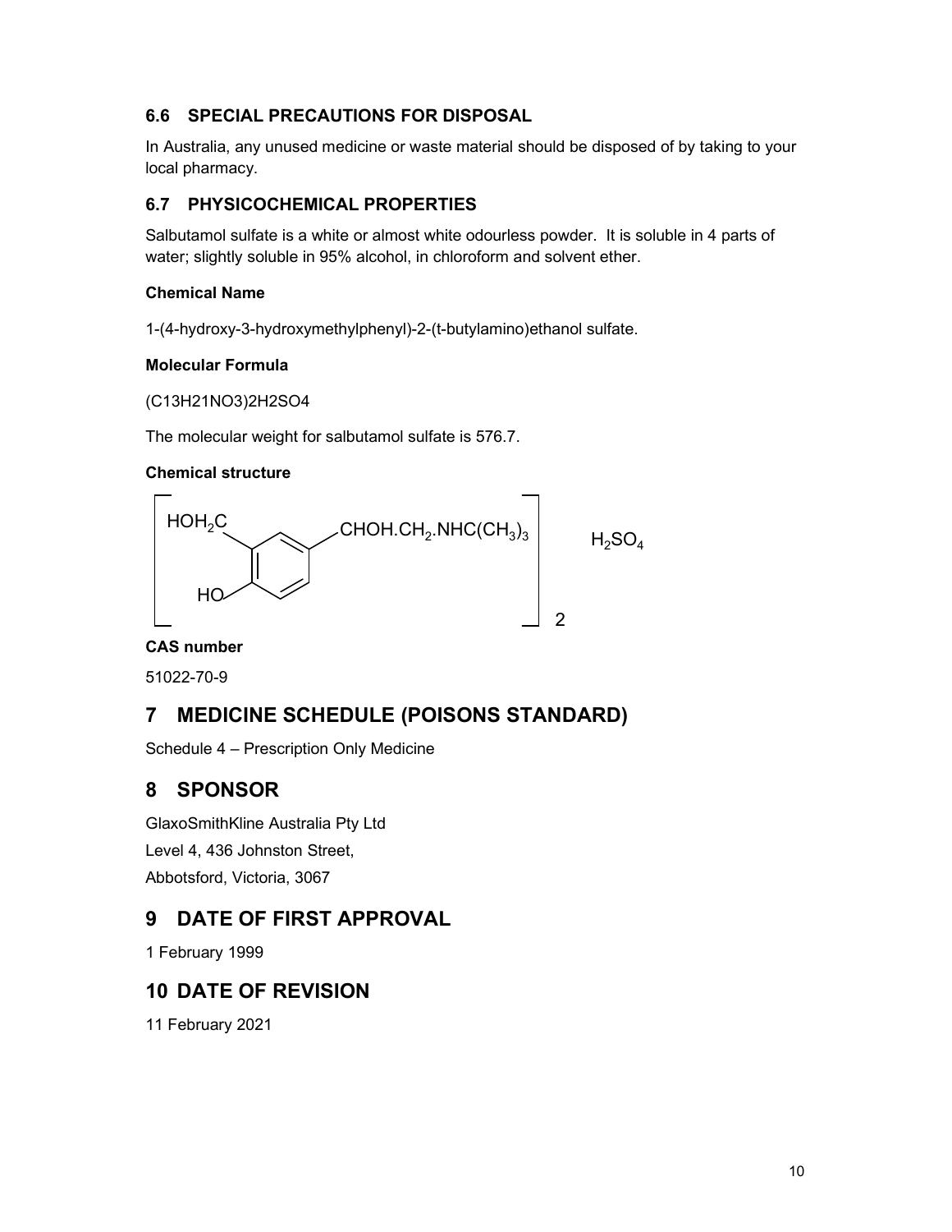### 6.6 SPECIAL PRECAUTIONS FOR DISPOSAL

In Australia, any unused medicine or waste material should be disposed of by taking to your local pharmacy.

### 6.7 PHYSICOCHEMICAL PROPERTIES

Salbutamol sulfate is a white or almost white odourless powder. It is soluble in 4 parts of water; slightly soluble in 95% alcohol, in chloroform and solvent ether.

**Chemical Name**

1-(4-hydroxy-3-hydroxymethylphenyl)-2-(t-butylamino)ethanol sulfate.

**Molecular Formula**

(C13H21NO3)2H2SO4

The molecular weight for salbutamol sulfate is 576.7.

**Chemical structure**

$$\left[ \text{HOH}_2\text{C}, \text{HO} - C_6H_3 - \text{CHOH.CH}_2\text{.NHC(CH}_3)_3 \right]_2 \quad H_2SO_4$$

**CAS number**

51022-70-9

## 7 MEDICINE SCHEDULE (POISONS STANDARD)

Schedule 4 – Prescription Only Medicine

## 8 SPONSOR

GlaxoSmithKline Australia Pty Ltd
Level 4, 436 Johnston Street,
Abbotsford, Victoria, 3067

## 9 DATE OF FIRST APPROVAL

1 February 1999

## 10 DATE OF REVISION

11 February 2021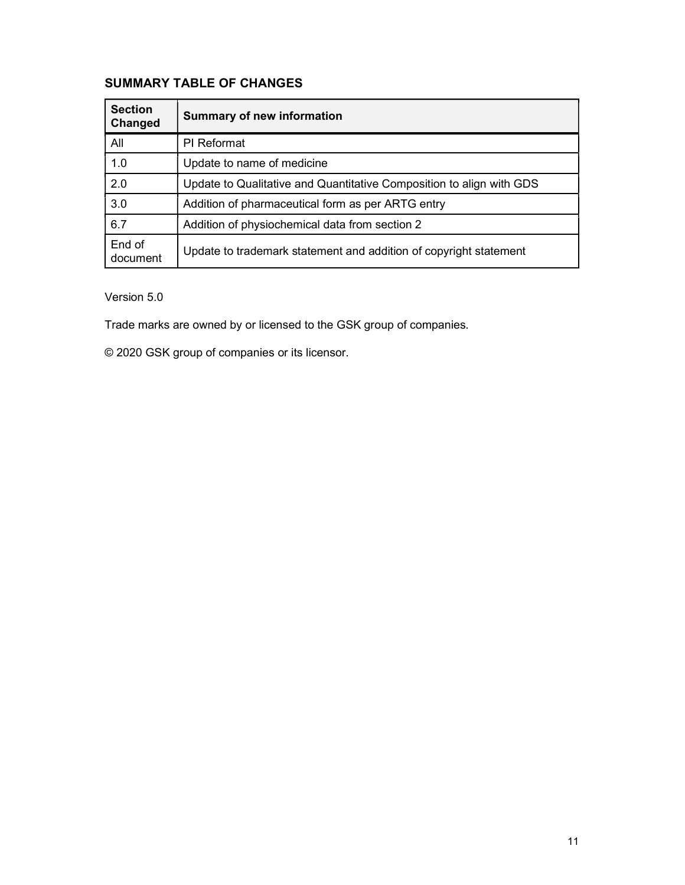## SUMMARY TABLE OF CHANGES

| Section Changed | Summary of new information |
|---|---|
| All | PI Reformat |
| 1.0 | Update to name of medicine |
| 2.0 | Update to Qualitative and Quantitative Composition to align with GDS |
| 3.0 | Addition of pharmaceutical form as per ARTG entry |
| 6.7 | Addition of physiochemical data from section 2 |
| End of document | Update to trademark statement and addition of copyright statement |

Version 5.0

Trade marks are owned by or licensed to the GSK group of companies.

© 2020 GSK group of companies or its licensor.